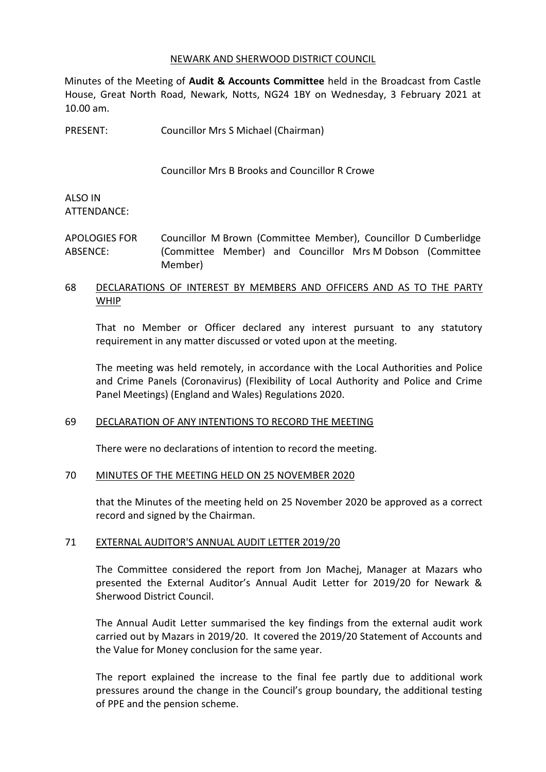NEWARK AND SHERWOOD DISTRICT COUNCIL

Minutes of the Meeting of **Audit & Accounts Committee** held in the Broadcast from Castle House, Great North Road, Newark, Notts, NG24 1BY on Wednesday, 3 February 2021 at 10.00 am.

PRESENT: Councillor Mrs S Michael (Chairman)

Councillor Mrs B Brooks and Councillor R Crowe

ALSO IN ATTENDANCE:

APOLOGIES FOR ABSENCE: Councillor M Brown (Committee Member), Councillor D Cumberlidge (Committee Member) and Councillor Mrs M Dobson (Committee Member)

## 68 DECLARATIONS OF INTEREST BY MEMBERS AND OFFICERS AND AS TO THE PARTY WHIP

That no Member or Officer declared any interest pursuant to any statutory requirement in any matter discussed or voted upon at the meeting.

The meeting was held remotely, in accordance with the Local Authorities and Police and Crime Panels (Coronavirus) (Flexibility of Local Authority and Police and Crime Panel Meetings) (England and Wales) Regulations 2020.

## 69 DECLARATION OF ANY INTENTIONS TO RECORD THE MEETING

There were no declarations of intention to record the meeting.

## 70 MINUTES OF THE MEETING HELD ON 25 NOVEMBER 2020

that the Minutes of the meeting held on 25 November 2020 be approved as a correct record and signed by the Chairman.

## 71 EXTERNAL AUDITOR'S ANNUAL AUDIT LETTER 2019/20

The Committee considered the report from Jon Machej, Manager at Mazars who presented the External Auditor's Annual Audit Letter for 2019/20 for Newark & Sherwood District Council.

The Annual Audit Letter summarised the key findings from the external audit work carried out by Mazars in 2019/20. It covered the 2019/20 Statement of Accounts and the Value for Money conclusion for the same year.

The report explained the increase to the final fee partly due to additional work pressures around the change in the Council's group boundary, the additional testing of PPE and the pension scheme.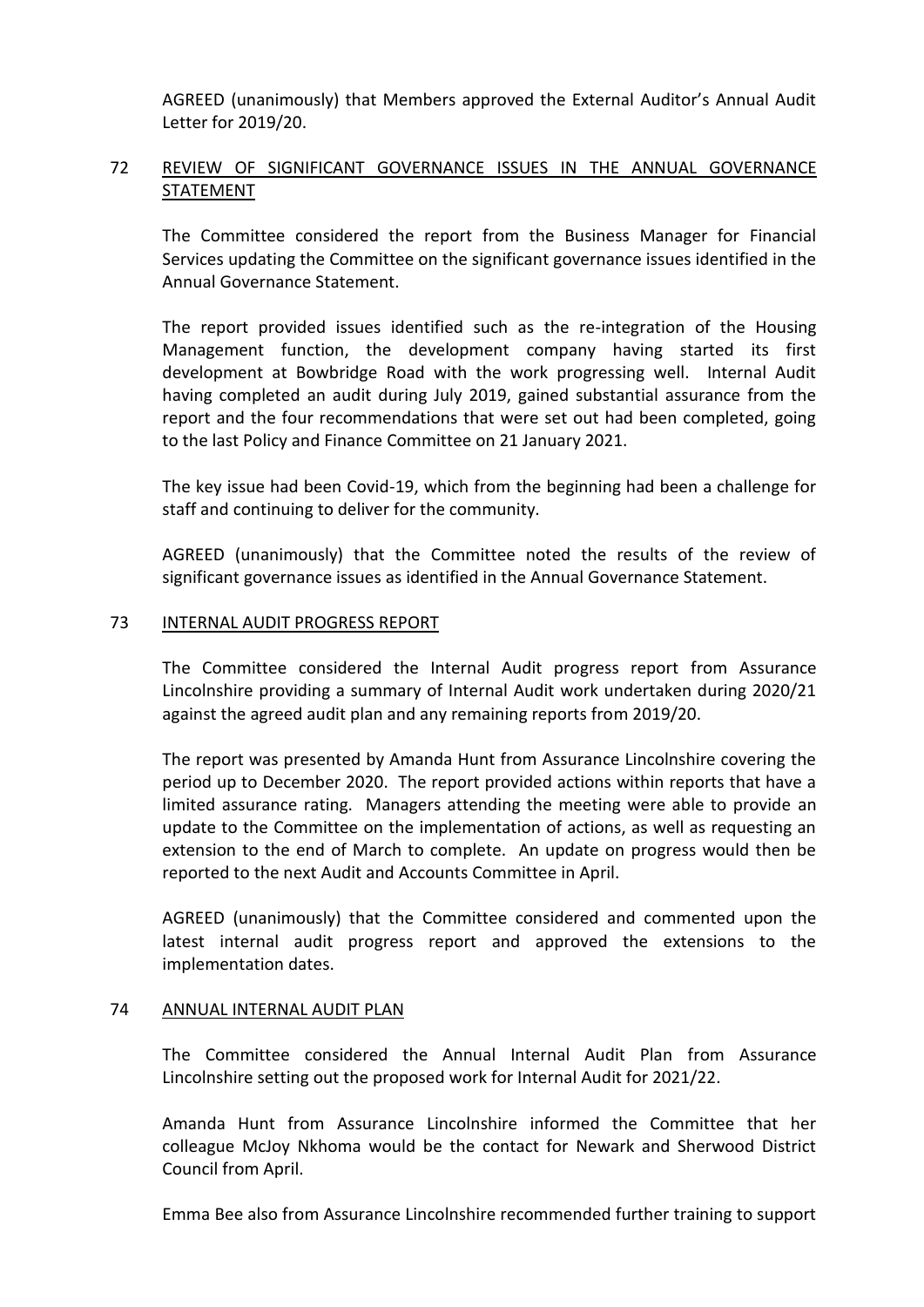AGREED (unanimously) that Members approved the External Auditor's Annual Audit Letter for 2019/20.

## 72 REVIEW OF SIGNIFICANT GOVERNANCE ISSUES IN THE ANNUAL GOVERNANCE STATEMENT

The Committee considered the report from the Business Manager for Financial Services updating the Committee on the significant governance issues identified in the Annual Governance Statement.

The report provided issues identified such as the re-integration of the Housing Management function, the development company having started its first development at Bowbridge Road with the work progressing well. Internal Audit having completed an audit during July 2019, gained substantial assurance from the report and the four recommendations that were set out had been completed, going to the last Policy and Finance Committee on 21 January 2021.

The key issue had been Covid-19, which from the beginning had been a challenge for staff and continuing to deliver for the community.

AGREED (unanimously) that the Committee noted the results of the review of significant governance issues as identified in the Annual Governance Statement.

## 73 INTERNAL AUDIT PROGRESS REPORT

The Committee considered the Internal Audit progress report from Assurance Lincolnshire providing a summary of Internal Audit work undertaken during 2020/21 against the agreed audit plan and any remaining reports from 2019/20.

The report was presented by Amanda Hunt from Assurance Lincolnshire covering the period up to December 2020. The report provided actions within reports that have a limited assurance rating. Managers attending the meeting were able to provide an update to the Committee on the implementation of actions, as well as requesting an extension to the end of March to complete. An update on progress would then be reported to the next Audit and Accounts Committee in April.

AGREED (unanimously) that the Committee considered and commented upon the latest internal audit progress report and approved the extensions to the implementation dates.

## 74 ANNUAL INTERNAL AUDIT PLAN

The Committee considered the Annual Internal Audit Plan from Assurance Lincolnshire setting out the proposed work for Internal Audit for 2021/22.

Amanda Hunt from Assurance Lincolnshire informed the Committee that her colleague McJoy Nkhoma would be the contact for Newark and Sherwood District Council from April.

Emma Bee also from Assurance Lincolnshire recommended further training to support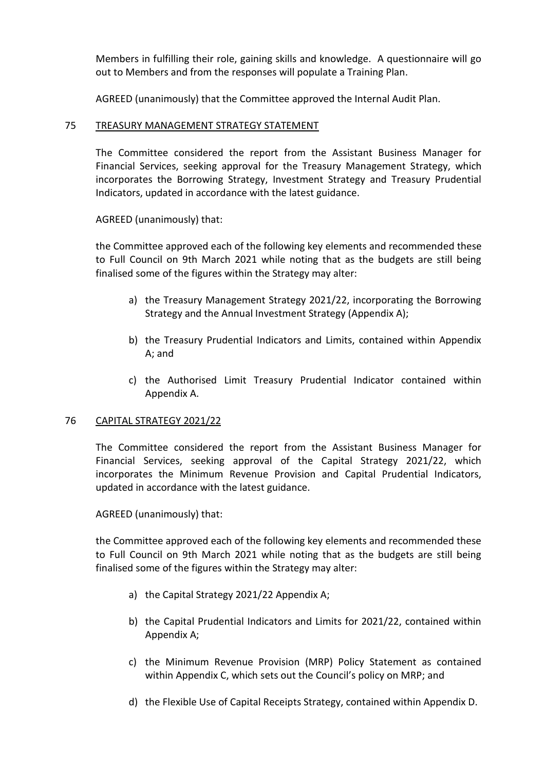Members in fulfilling their role, gaining skills and knowledge. A questionnaire will go out to Members and from the responses will populate a Training Plan.

AGREED (unanimously) that the Committee approved the Internal Audit Plan.

## 75 TREASURY MANAGEMENT STRATEGY STATEMENT

The Committee considered the report from the Assistant Business Manager for Financial Services, seeking approval for the Treasury Management Strategy, which incorporates the Borrowing Strategy, Investment Strategy and Treasury Prudential Indicators, updated in accordance with the latest guidance.

AGREED (unanimously) that:

the Committee approved each of the following key elements and recommended these to Full Council on 9th March 2021 while noting that as the budgets are still being finalised some of the figures within the Strategy may alter:

a) the Treasury Management Strategy 2021/22, incorporating the Borrowing Strategy and the Annual Investment Strategy (Appendix A);

b) the Treasury Prudential Indicators and Limits, contained within Appendix A; and

c) the Authorised Limit Treasury Prudential Indicator contained within Appendix A.

## 76 CAPITAL STRATEGY 2021/22

The Committee considered the report from the Assistant Business Manager for Financial Services, seeking approval of the Capital Strategy 2021/22, which incorporates the Minimum Revenue Provision and Capital Prudential Indicators, updated in accordance with the latest guidance.

AGREED (unanimously) that:

the Committee approved each of the following key elements and recommended these to Full Council on 9th March 2021 while noting that as the budgets are still being finalised some of the figures within the Strategy may alter:

a) the Capital Strategy 2021/22 Appendix A;

b) the Capital Prudential Indicators and Limits for 2021/22, contained within Appendix A;

c) the Minimum Revenue Provision (MRP) Policy Statement as contained within Appendix C, which sets out the Council's policy on MRP; and

d) the Flexible Use of Capital Receipts Strategy, contained within Appendix D.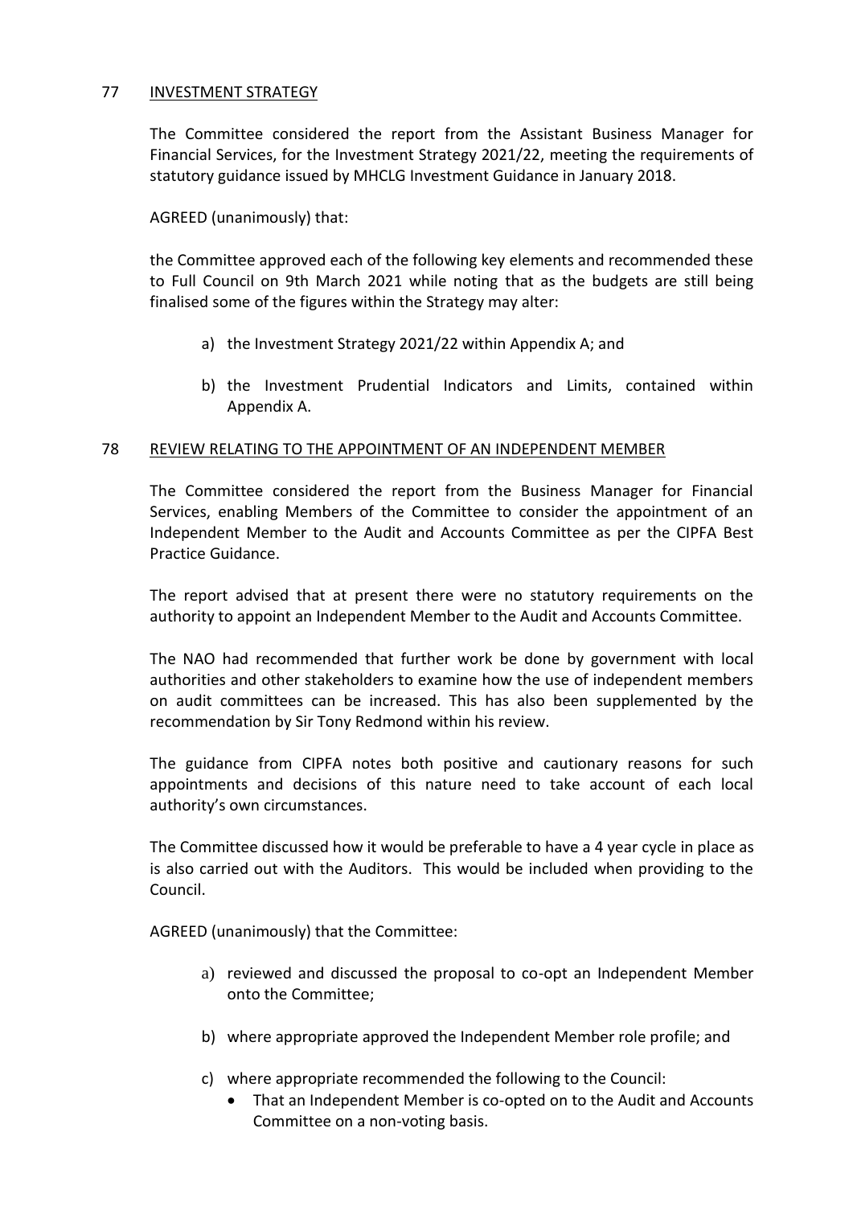## 77 INVESTMENT STRATEGY

The Committee considered the report from the Assistant Business Manager for Financial Services, for the Investment Strategy 2021/22, meeting the requirements of statutory guidance issued by MHCLG Investment Guidance in January 2018.

AGREED (unanimously) that:

the Committee approved each of the following key elements and recommended these to Full Council on 9th March 2021 while noting that as the budgets are still being finalised some of the figures within the Strategy may alter:

a) the Investment Strategy 2021/22 within Appendix A; and

b) the Investment Prudential Indicators and Limits, contained within Appendix A.

## 78 REVIEW RELATING TO THE APPOINTMENT OF AN INDEPENDENT MEMBER

The Committee considered the report from the Business Manager for Financial Services, enabling Members of the Committee to consider the appointment of an Independent Member to the Audit and Accounts Committee as per the CIPFA Best Practice Guidance.

The report advised that at present there were no statutory requirements on the authority to appoint an Independent Member to the Audit and Accounts Committee.

The NAO had recommended that further work be done by government with local authorities and other stakeholders to examine how the use of independent members on audit committees can be increased. This has also been supplemented by the recommendation by Sir Tony Redmond within his review.

The guidance from CIPFA notes both positive and cautionary reasons for such appointments and decisions of this nature need to take account of each local authority's own circumstances.

The Committee discussed how it would be preferable to have a 4 year cycle in place as is also carried out with the Auditors. This would be included when providing to the Council.

AGREED (unanimously) that the Committee:

a) reviewed and discussed the proposal to co-opt an Independent Member onto the Committee;

b) where appropriate approved the Independent Member role profile; and

c) where appropriate recommended the following to the Council:
   - That an Independent Member is co-opted on to the Audit and Accounts Committee on a non-voting basis.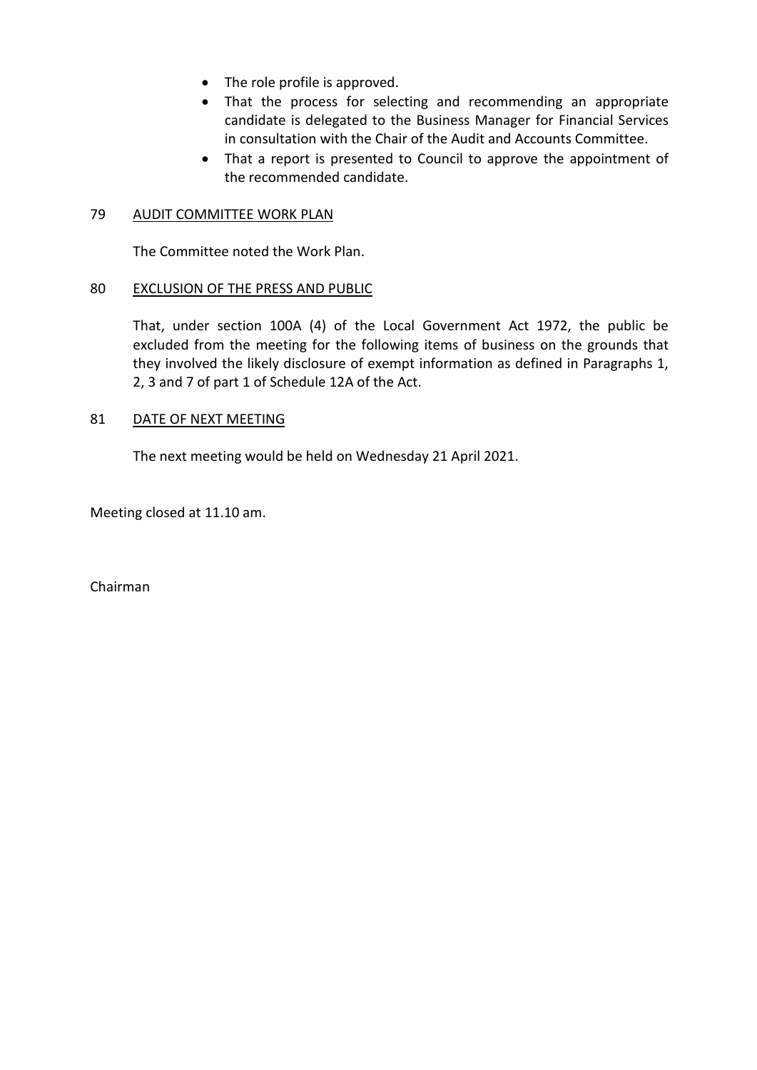- The role profile is approved.
- That the process for selecting and recommending an appropriate candidate is delegated to the Business Manager for Financial Services in consultation with the Chair of the Audit and Accounts Committee.
- That a report is presented to Council to approve the appointment of the recommended candidate.

## 79 AUDIT COMMITTEE WORK PLAN

The Committee noted the Work Plan.

## 80 EXCLUSION OF THE PRESS AND PUBLIC

That, under section 100A (4) of the Local Government Act 1972, the public be excluded from the meeting for the following items of business on the grounds that they involved the likely disclosure of exempt information as defined in Paragraphs 1, 2, 3 and 7 of part 1 of Schedule 12A of the Act.

## 81 DATE OF NEXT MEETING

The next meeting would be held on Wednesday 21 April 2021.

Meeting closed at 11.10 am.

Chairman